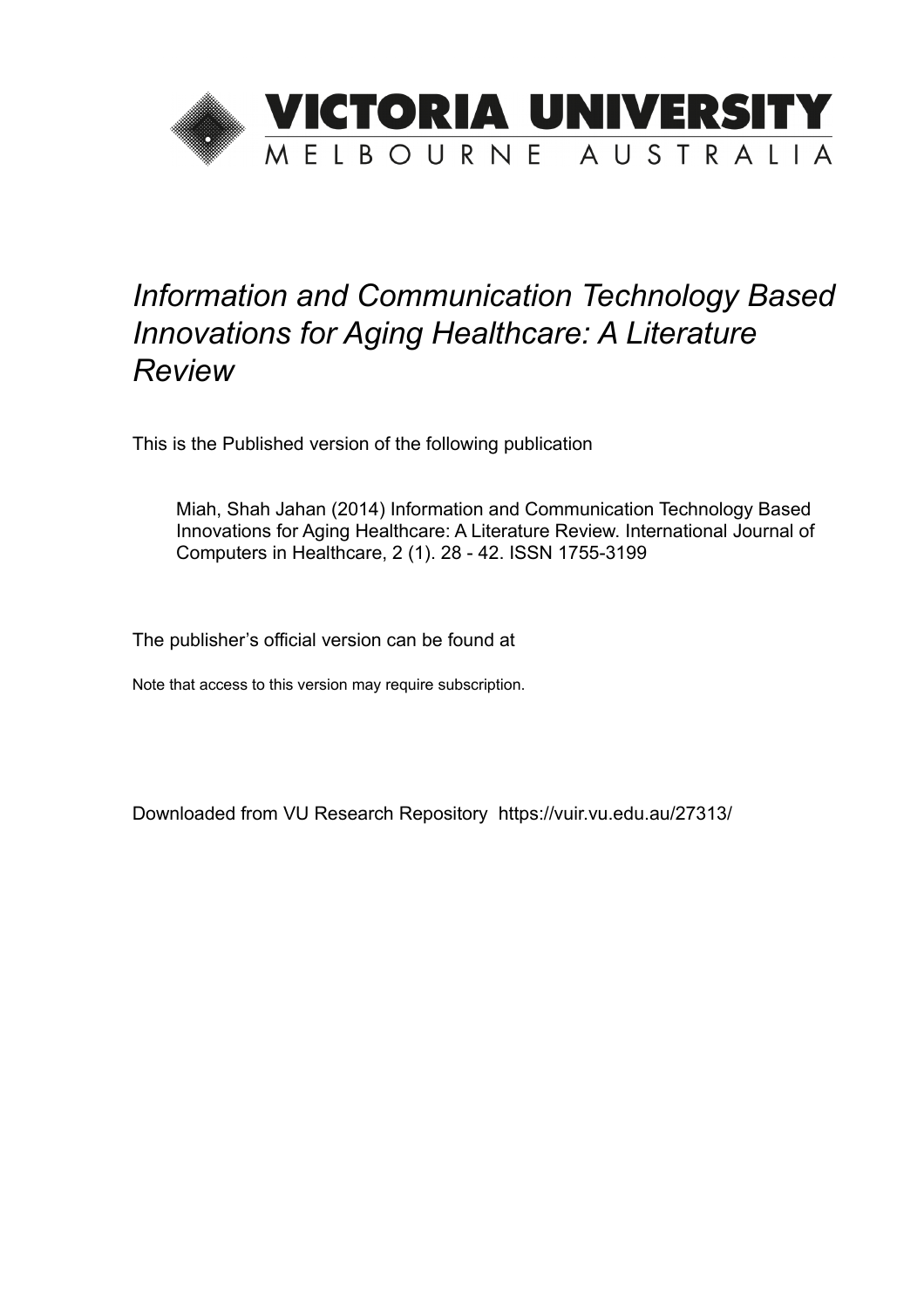# VICTORIA UNIVERSITY

MELBOURNE AUSTRALIA

*Information and Communication Technology Based Innovations for Aging Healthcare: A Literature Review*

This is the Published version of the following publication

Miah, Shah Jahan (2014) Information and Communication Technology Based Innovations for Aging Healthcare: A Literature Review. International Journal of Computers in Healthcare, 2 (1). 28 - 42. ISSN 1755-3199

The publisher's official version can be found at

Note that access to this version may require subscription.

Downloaded from VU Research Repository https://vuir.vu.edu.au/27313/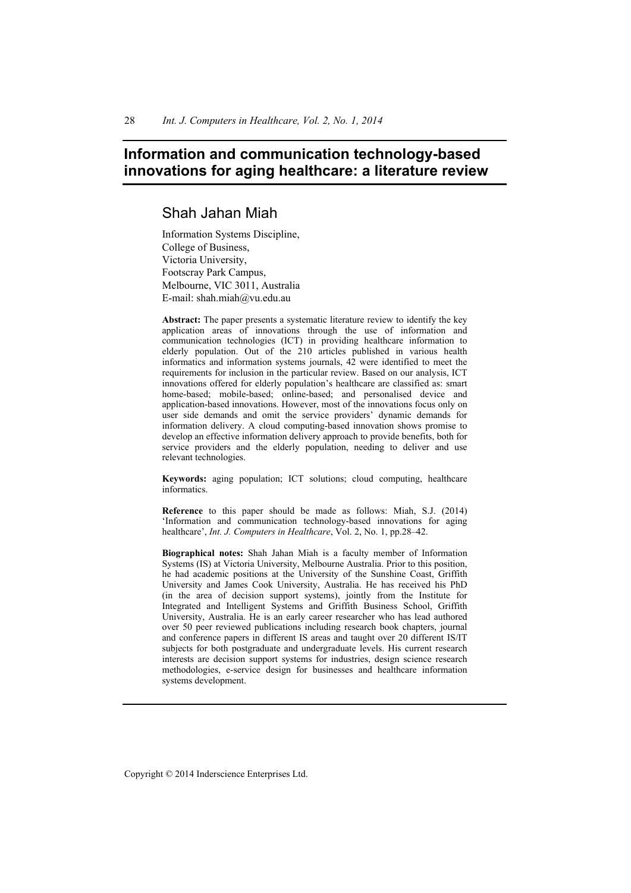# Information and communication technology-based innovations for aging healthcare: a literature review

## Shah Jahan Miah

Information Systems Discipline,
College of Business,
Victoria University,
Footscray Park Campus,
Melbourne, VIC 3011, Australia
E-mail: shah.miah@vu.edu.au

**Abstract:** The paper presents a systematic literature review to identify the key application areas of innovations through the use of information and communication technologies (ICT) in providing healthcare information to elderly population. Out of the 210 articles published in various health informatics and information systems journals, 42 were identified to meet the requirements for inclusion in the particular review. Based on our analysis, ICT innovations offered for elderly population's healthcare are classified as: smart home-based; mobile-based; online-based; and personalised device and application-based innovations. However, most of the innovations focus only on user side demands and omit the service providers' dynamic demands for information delivery. A cloud computing-based innovation shows promise to develop an effective information delivery approach to provide benefits, both for service providers and the elderly population, needing to deliver and use relevant technologies.

**Keywords:** aging population; ICT solutions; cloud computing, healthcare informatics.

**Reference** to this paper should be made as follows: Miah, S.J. (2014) 'Information and communication technology-based innovations for aging healthcare', *Int. J. Computers in Healthcare*, Vol. 2, No. 1, pp.28–42.

**Biographical notes:** Shah Jahan Miah is a faculty member of Information Systems (IS) at Victoria University, Melbourne Australia. Prior to this position, he had academic positions at the University of the Sunshine Coast, Griffith University and James Cook University, Australia. He has received his PhD (in the area of decision support systems), jointly from the Institute for Integrated and Intelligent Systems and Griffith Business School, Griffith University, Australia. He is an early career researcher who has lead authored over 50 peer reviewed publications including research book chapters, journal and conference papers in different IS areas and taught over 20 different IS/IT subjects for both postgraduate and undergraduate levels. His current research interests are decision support systems for industries, design science research methodologies, e-service design for businesses and healthcare information systems development.

Copyright © 2014 Inderscience Enterprises Ltd.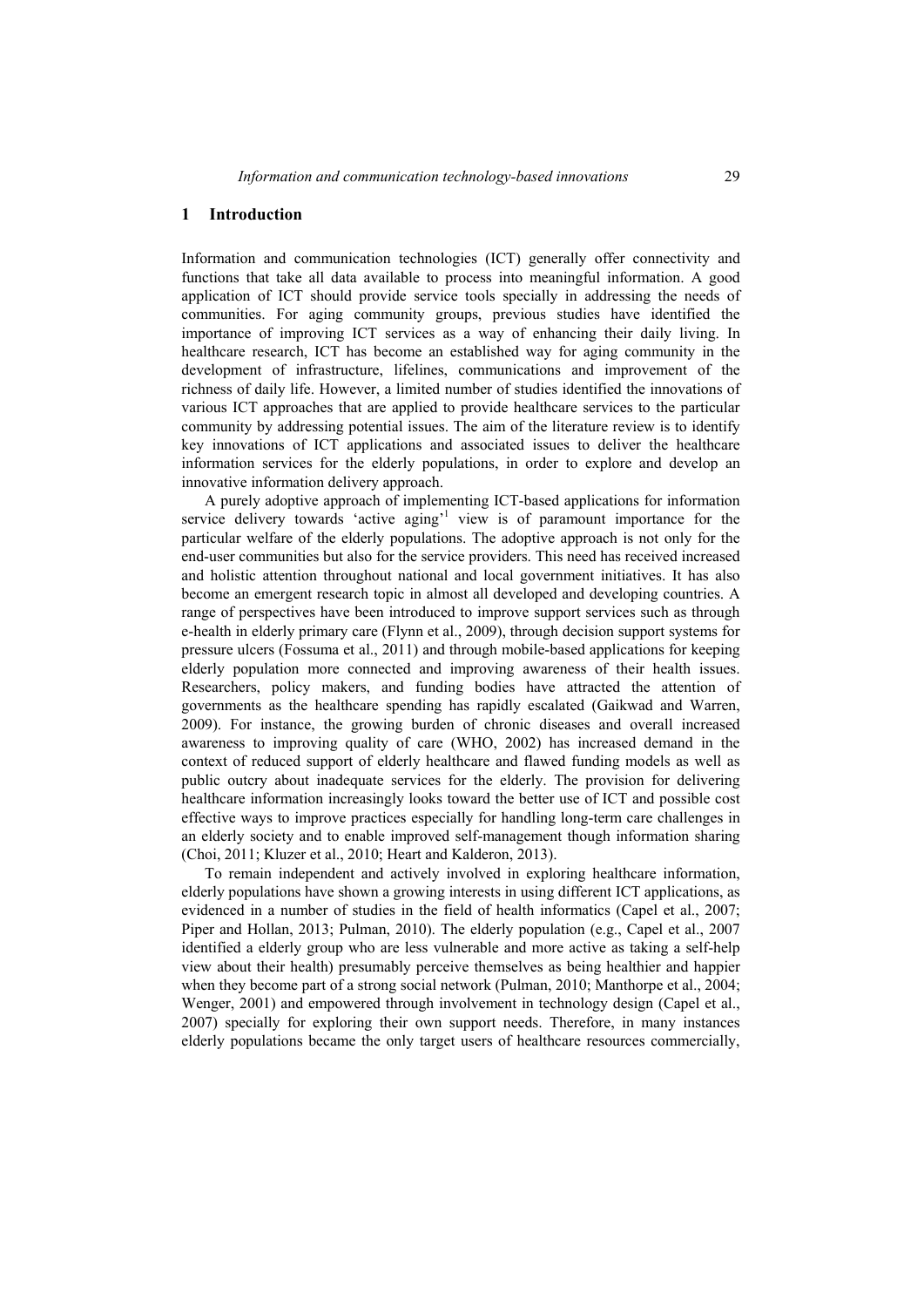## 1 Introduction

Information and communication technologies (ICT) generally offer connectivity and functions that take all data available to process into meaningful information. A good application of ICT should provide service tools specially in addressing the needs of communities. For aging community groups, previous studies have identified the importance of improving ICT services as a way of enhancing their daily living. In healthcare research, ICT has become an established way for aging community in the development of infrastructure, lifelines, communications and improvement of the richness of daily life. However, a limited number of studies identified the innovations of various ICT approaches that are applied to provide healthcare services to the particular community by addressing potential issues. The aim of the literature review is to identify key innovations of ICT applications and associated issues to deliver the healthcare information services for the elderly populations, in order to explore and develop an innovative information delivery approach.

A purely adoptive approach of implementing ICT-based applications for information service delivery towards 'active aging'[1] view is of paramount importance for the particular welfare of the elderly populations. The adoptive approach is not only for the end-user communities but also for the service providers. This need has received increased and holistic attention throughout national and local government initiatives. It has also become an emergent research topic in almost all developed and developing countries. A range of perspectives have been introduced to improve support services such as through e-health in elderly primary care (Flynn et al., 2009), through decision support systems for pressure ulcers (Fossuma et al., 2011) and through mobile-based applications for keeping elderly population more connected and improving awareness of their health issues. Researchers, policy makers, and funding bodies have attracted the attention of governments as the healthcare spending has rapidly escalated (Gaikwad and Warren, 2009). For instance, the growing burden of chronic diseases and overall increased awareness to improving quality of care (WHO, 2002) has increased demand in the context of reduced support of elderly healthcare and flawed funding models as well as public outcry about inadequate services for the elderly. The provision for delivering healthcare information increasingly looks toward the better use of ICT and possible cost effective ways to improve practices especially for handling long-term care challenges in an elderly society and to enable improved self-management though information sharing (Choi, 2011; Kluzer et al., 2010; Heart and Kalderon, 2013).

To remain independent and actively involved in exploring healthcare information, elderly populations have shown a growing interests in using different ICT applications, as evidenced in a number of studies in the field of health informatics (Capel et al., 2007; Piper and Hollan, 2013; Pulman, 2010). The elderly population (e.g., Capel et al., 2007 identified a elderly group who are less vulnerable and more active as taking a self-help view about their health) presumably perceive themselves as being healthier and happier when they become part of a strong social network (Pulman, 2010; Manthorpe et al., 2004; Wenger, 2001) and empowered through involvement in technology design (Capel et al., 2007) specially for exploring their own support needs. Therefore, in many instances elderly populations became the only target users of healthcare resources commercially,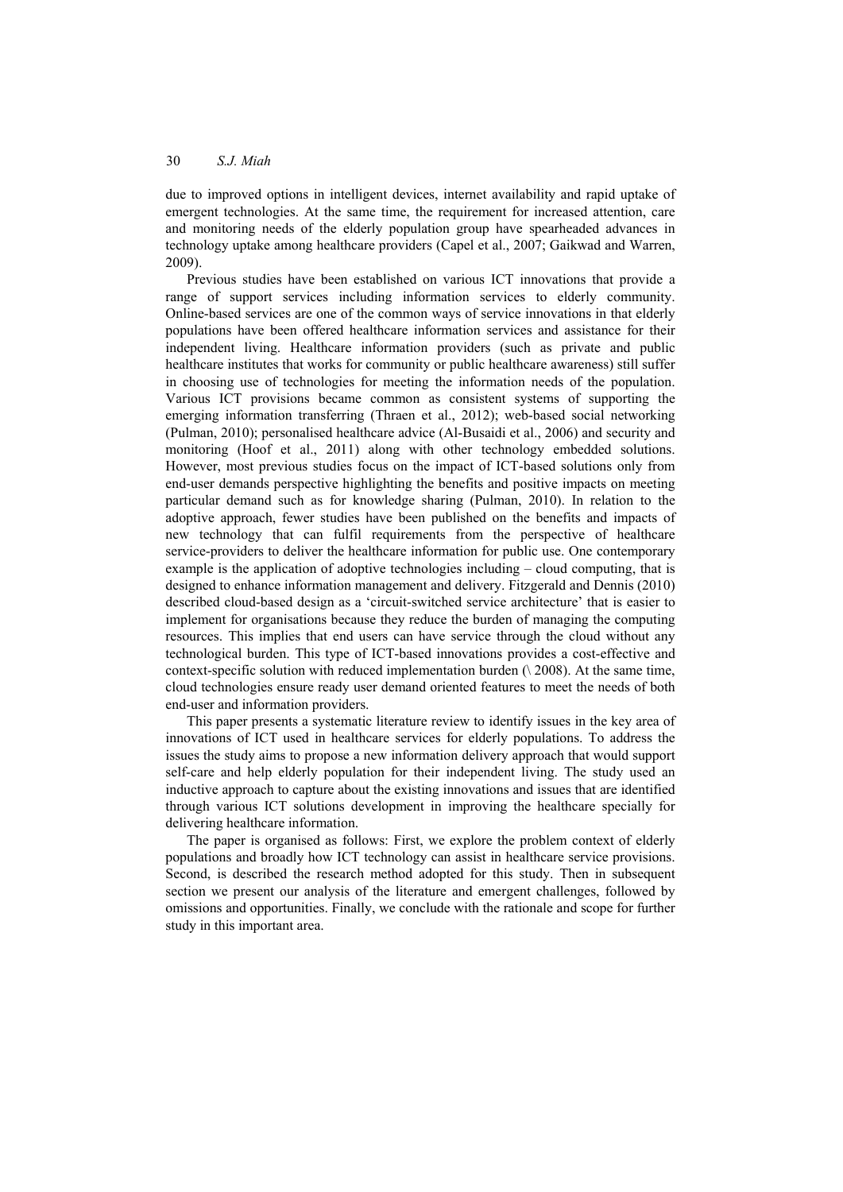due to improved options in intelligent devices, internet availability and rapid uptake of emergent technologies. At the same time, the requirement for increased attention, care and monitoring needs of the elderly population group have spearheaded advances in technology uptake among healthcare providers (Capel et al., 2007; Gaikwad and Warren, 2009).

Previous studies have been established on various ICT innovations that provide a range of support services including information services to elderly community. Online-based services are one of the common ways of service innovations in that elderly populations have been offered healthcare information services and assistance for their independent living. Healthcare information providers (such as private and public healthcare institutes that works for community or public healthcare awareness) still suffer in choosing use of technologies for meeting the information needs of the population. Various ICT provisions became common as consistent systems of supporting the emerging information transferring (Thraen et al., 2012); web-based social networking (Pulman, 2010); personalised healthcare advice (Al-Busaidi et al., 2006) and security and monitoring (Hoof et al., 2011) along with other technology embedded solutions. However, most previous studies focus on the impact of ICT-based solutions only from end-user demands perspective highlighting the benefits and positive impacts on meeting particular demand such as for knowledge sharing (Pulman, 2010). In relation to the adoptive approach, fewer studies have been published on the benefits and impacts of new technology that can fulfil requirements from the perspective of healthcare service-providers to deliver the healthcare information for public use. One contemporary example is the application of adoptive technologies including – cloud computing, that is designed to enhance information management and delivery. Fitzgerald and Dennis (2010) described cloud-based design as a 'circuit-switched service architecture' that is easier to implement for organisations because they reduce the burden of managing the computing resources. This implies that end users can have service through the cloud without any technological burden. This type of ICT-based innovations provides a cost-effective and context-specific solution with reduced implementation burden (\ 2008). At the same time, cloud technologies ensure ready user demand oriented features to meet the needs of both end-user and information providers.

This paper presents a systematic literature review to identify issues in the key area of innovations of ICT used in healthcare services for elderly populations. To address the issues the study aims to propose a new information delivery approach that would support self-care and help elderly population for their independent living. The study used an inductive approach to capture about the existing innovations and issues that are identified through various ICT solutions development in improving the healthcare specially for delivering healthcare information.

The paper is organised as follows: First, we explore the problem context of elderly populations and broadly how ICT technology can assist in healthcare service provisions. Second, is described the research method adopted for this study. Then in subsequent section we present our analysis of the literature and emergent challenges, followed by omissions and opportunities. Finally, we conclude with the rationale and scope for further study in this important area.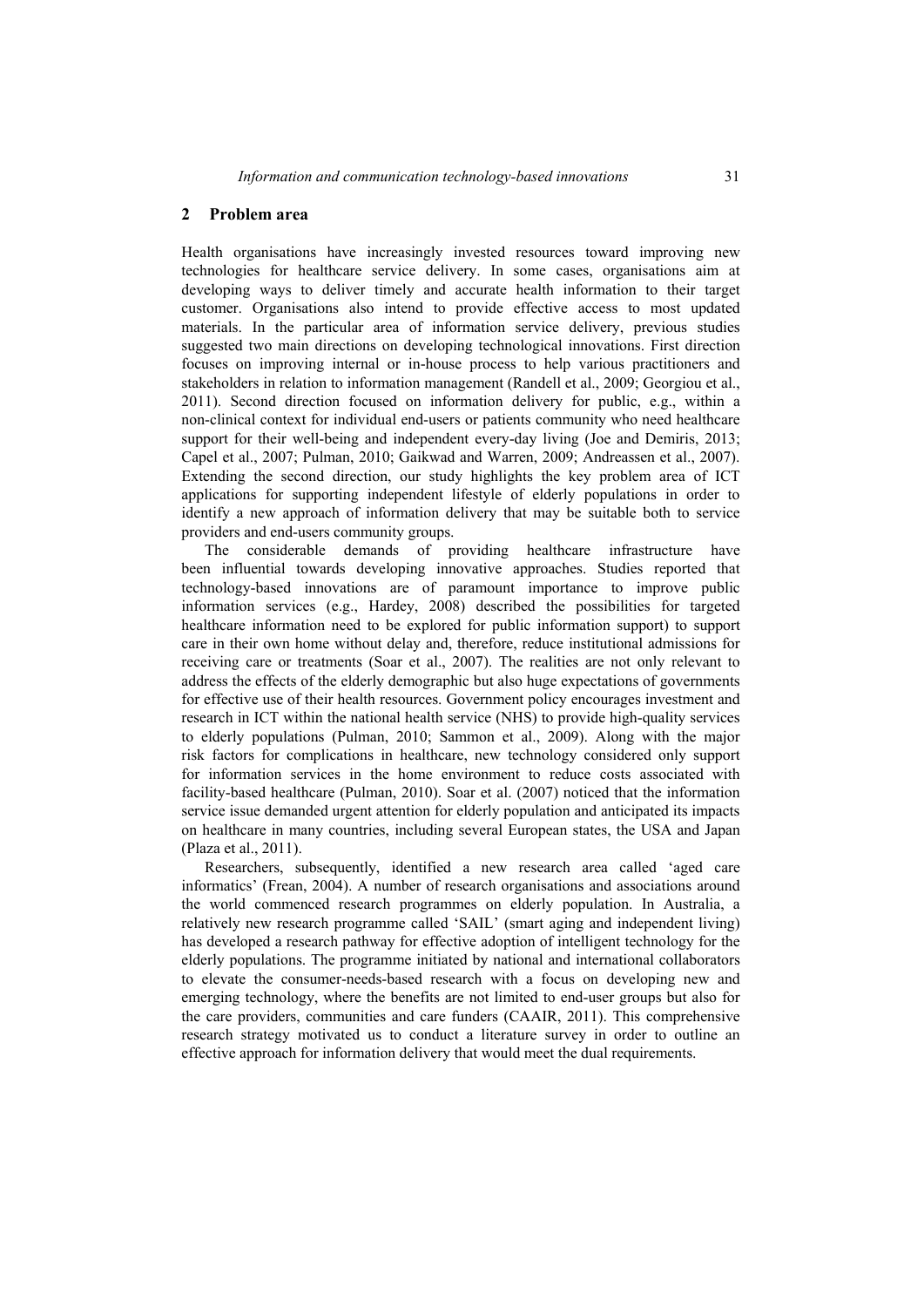## 2 Problem area

Health organisations have increasingly invested resources toward improving new technologies for healthcare service delivery. In some cases, organisations aim at developing ways to deliver timely and accurate health information to their target customer. Organisations also intend to provide effective access to most updated materials. In the particular area of information service delivery, previous studies suggested two main directions on developing technological innovations. First direction focuses on improving internal or in-house process to help various practitioners and stakeholders in relation to information management (Randell et al., 2009; Georgiou et al., 2011). Second direction focused on information delivery for public, e.g., within a non-clinical context for individual end-users or patients community who need healthcare support for their well-being and independent every-day living (Joe and Demiris, 2013; Capel et al., 2007; Pulman, 2010; Gaikwad and Warren, 2009; Andreassen et al., 2007). Extending the second direction, our study highlights the key problem area of ICT applications for supporting independent lifestyle of elderly populations in order to identify a new approach of information delivery that may be suitable both to service providers and end-users community groups.

The considerable demands of providing healthcare infrastructure have been influential towards developing innovative approaches. Studies reported that technology-based innovations are of paramount importance to improve public information services (e.g., Hardey, 2008) described the possibilities for targeted healthcare information need to be explored for public information support) to support care in their own home without delay and, therefore, reduce institutional admissions for receiving care or treatments (Soar et al., 2007). The realities are not only relevant to address the effects of the elderly demographic but also huge expectations of governments for effective use of their health resources. Government policy encourages investment and research in ICT within the national health service (NHS) to provide high-quality services to elderly populations (Pulman, 2010; Sammon et al., 2009). Along with the major risk factors for complications in healthcare, new technology considered only support for information services in the home environment to reduce costs associated with facility-based healthcare (Pulman, 2010). Soar et al. (2007) noticed that the information service issue demanded urgent attention for elderly population and anticipated its impacts on healthcare in many countries, including several European states, the USA and Japan (Plaza et al., 2011).

Researchers, subsequently, identified a new research area called 'aged care informatics' (Frean, 2004). A number of research organisations and associations around the world commenced research programmes on elderly population. In Australia, a relatively new research programme called 'SAIL' (smart aging and independent living) has developed a research pathway for effective adoption of intelligent technology for the elderly populations. The programme initiated by national and international collaborators to elevate the consumer-needs-based research with a focus on developing new and emerging technology, where the benefits are not limited to end-user groups but also for the care providers, communities and care funders (CAAIR, 2011). This comprehensive research strategy motivated us to conduct a literature survey in order to outline an effective approach for information delivery that would meet the dual requirements.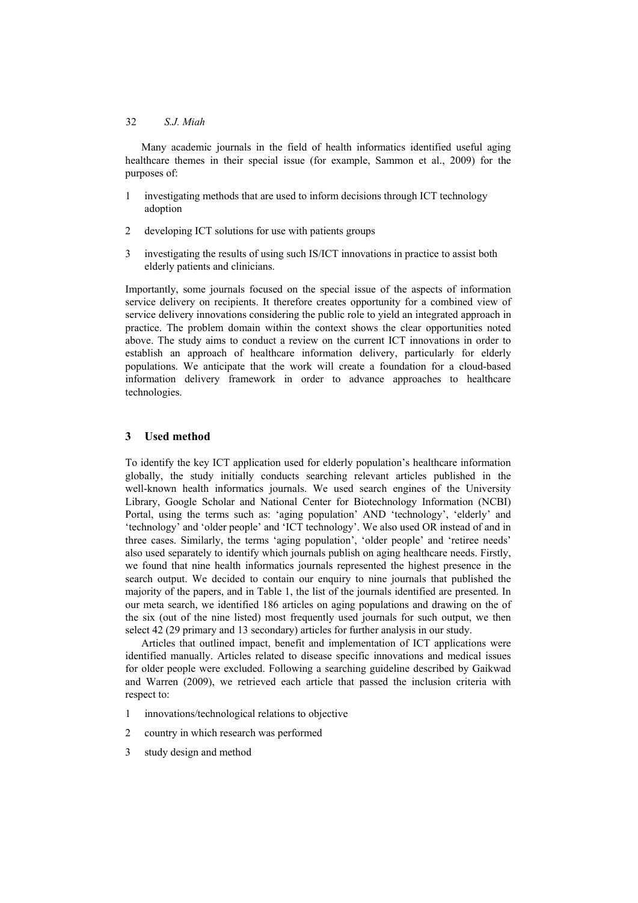Many academic journals in the field of health informatics identified useful aging healthcare themes in their special issue (for example, Sammon et al., 2009) for the purposes of:

1. investigating methods that are used to inform decisions through ICT technology adoption
2. developing ICT solutions for use with patients groups
3. investigating the results of using such IS/ICT innovations in practice to assist both elderly patients and clinicians.

Importantly, some journals focused on the special issue of the aspects of information service delivery on recipients. It therefore creates opportunity for a combined view of service delivery innovations considering the public role to yield an integrated approach in practice. The problem domain within the context shows the clear opportunities noted above. The study aims to conduct a review on the current ICT innovations in order to establish an approach of healthcare information delivery, particularly for elderly populations. We anticipate that the work will create a foundation for a cloud-based information delivery framework in order to advance approaches to healthcare technologies.

## 3 Used method

To identify the key ICT application used for elderly population's healthcare information globally, the study initially conducts searching relevant articles published in the well-known health informatics journals. We used search engines of the University Library, Google Scholar and National Center for Biotechnology Information (NCBI) Portal, using the terms such as: 'aging population' AND 'technology', 'elderly' and 'technology' and 'older people' and 'ICT technology'. We also used OR instead of and in three cases. Similarly, the terms 'aging population', 'older people' and 'retiree needs' also used separately to identify which journals publish on aging healthcare needs. Firstly, we found that nine health informatics journals represented the highest presence in the search output. We decided to contain our enquiry to nine journals that published the majority of the papers, and in Table 1, the list of the journals identified are presented. In our meta search, we identified 186 articles on aging populations and drawing on the of the six (out of the nine listed) most frequently used journals for such output, we then select 42 (29 primary and 13 secondary) articles for further analysis in our study.

Articles that outlined impact, benefit and implementation of ICT applications were identified manually. Articles related to disease specific innovations and medical issues for older people were excluded. Following a searching guideline described by Gaikwad and Warren (2009), we retrieved each article that passed the inclusion criteria with respect to:

1. innovations/technological relations to objective
2. country in which research was performed
3. study design and method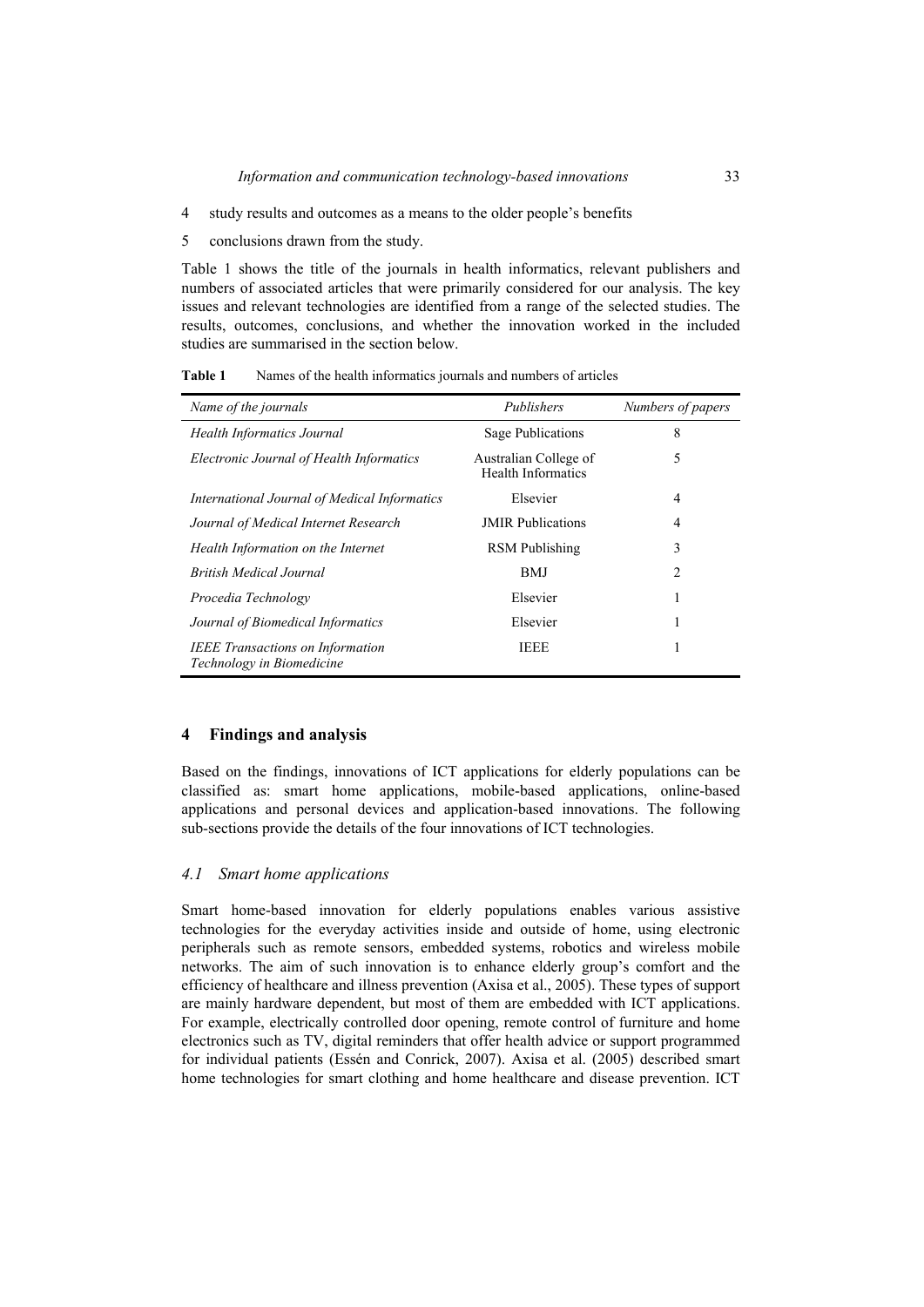4 study results and outcomes as a means to the older people's benefits

5 conclusions drawn from the study.

Table 1 shows the title of the journals in health informatics, relevant publishers and numbers of associated articles that were primarily considered for our analysis. The key issues and relevant technologies are identified from a range of the selected studies. The results, outcomes, conclusions, and whether the innovation worked in the included studies are summarised in the section below.

**Table 1** Names of the health informatics journals and numbers of articles

| *Name of the journals* | *Publishers* | *Numbers of papers* |
|---|---|---|
| *Health Informatics Journal* | Sage Publications | 8 |
| *Electronic Journal of Health Informatics* | Australian College of Health Informatics | 5 |
| *International Journal of Medical Informatics* | Elsevier | 4 |
| *Journal of Medical Internet Research* | JMIR Publications | 4 |
| *Health Information on the Internet* | RSM Publishing | 3 |
| *British Medical Journal* | BMJ | 2 |
| *Procedia Technology* | Elsevier | 1 |
| *Journal of Biomedical Informatics* | Elsevier | 1 |
| *IEEE Transactions on Information Technology in Biomedicine* | IEEE | 1 |

## 4 Findings and analysis

Based on the findings, innovations of ICT applications for elderly populations can be classified as: smart home applications, mobile-based applications, online-based applications and personal devices and application-based innovations. The following sub-sections provide the details of the four innovations of ICT technologies.

### *4.1 Smart home applications*

Smart home-based innovation for elderly populations enables various assistive technologies for the everyday activities inside and outside of home, using electronic peripherals such as remote sensors, embedded systems, robotics and wireless mobile networks. The aim of such innovation is to enhance elderly group's comfort and the efficiency of healthcare and illness prevention (Axisa et al., 2005). These types of support are mainly hardware dependent, but most of them are embedded with ICT applications. For example, electrically controlled door opening, remote control of furniture and home electronics such as TV, digital reminders that offer health advice or support programmed for individual patients (Essén and Conrick, 2007). Axisa et al. (2005) described smart home technologies for smart clothing and home healthcare and disease prevention. ICT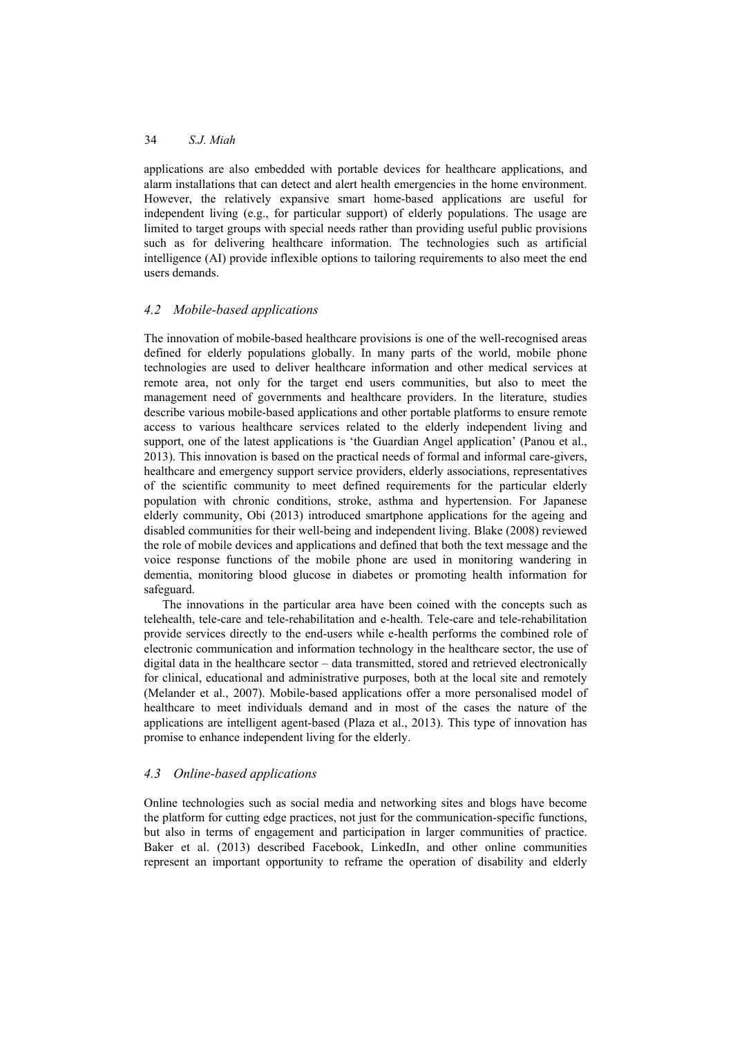applications are also embedded with portable devices for healthcare applications, and alarm installations that can detect and alert health emergencies in the home environment. However, the relatively expansive smart home-based applications are useful for independent living (e.g., for particular support) of elderly populations. The usage are limited to target groups with special needs rather than providing useful public provisions such as for delivering healthcare information. The technologies such as artificial intelligence (AI) provide inflexible options to tailoring requirements to also meet the end users demands.

### *4.2 Mobile-based applications*

The innovation of mobile-based healthcare provisions is one of the well-recognised areas defined for elderly populations globally. In many parts of the world, mobile phone technologies are used to deliver healthcare information and other medical services at remote area, not only for the target end users communities, but also to meet the management need of governments and healthcare providers. In the literature, studies describe various mobile-based applications and other portable platforms to ensure remote access to various healthcare services related to the elderly independent living and support, one of the latest applications is 'the Guardian Angel application' (Panou et al., 2013). This innovation is based on the practical needs of formal and informal care-givers, healthcare and emergency support service providers, elderly associations, representatives of the scientific community to meet defined requirements for the particular elderly population with chronic conditions, stroke, asthma and hypertension. For Japanese elderly community, Obi (2013) introduced smartphone applications for the ageing and disabled communities for their well-being and independent living. Blake (2008) reviewed the role of mobile devices and applications and defined that both the text message and the voice response functions of the mobile phone are used in monitoring wandering in dementia, monitoring blood glucose in diabetes or promoting health information for safeguard.

The innovations in the particular area have been coined with the concepts such as telehealth, tele-care and tele-rehabilitation and e-health. Tele-care and tele-rehabilitation provide services directly to the end-users while e-health performs the combined role of electronic communication and information technology in the healthcare sector, the use of digital data in the healthcare sector – data transmitted, stored and retrieved electronically for clinical, educational and administrative purposes, both at the local site and remotely (Melander et al., 2007). Mobile-based applications offer a more personalised model of healthcare to meet individuals demand and in most of the cases the nature of the applications are intelligent agent-based (Plaza et al., 2013). This type of innovation has promise to enhance independent living for the elderly.

### *4.3 Online-based applications*

Online technologies such as social media and networking sites and blogs have become the platform for cutting edge practices, not just for the communication-specific functions, but also in terms of engagement and participation in larger communities of practice. Baker et al. (2013) described Facebook, LinkedIn, and other online communities represent an important opportunity to reframe the operation of disability and elderly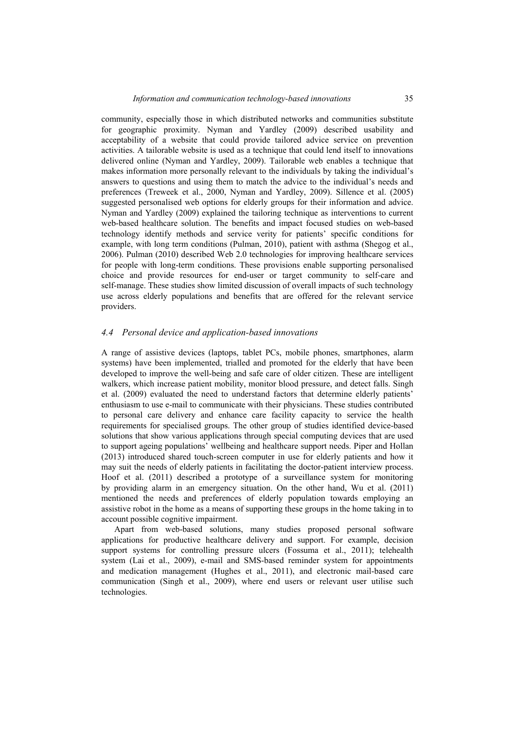community, especially those in which distributed networks and communities substitute for geographic proximity. Nyman and Yardley (2009) described usability and acceptability of a website that could provide tailored advice service on prevention activities. A tailorable website is used as a technique that could lend itself to innovations delivered online (Nyman and Yardley, 2009). Tailorable web enables a technique that makes information more personally relevant to the individuals by taking the individual's answers to questions and using them to match the advice to the individual's needs and preferences (Treweek et al., 2000, Nyman and Yardley, 2009). Sillence et al. (2005) suggested personalised web options for elderly groups for their information and advice. Nyman and Yardley (2009) explained the tailoring technique as interventions to current web-based healthcare solution. The benefits and impact focused studies on web-based technology identify methods and service verity for patients' specific conditions for example, with long term conditions (Pulman, 2010), patient with asthma (Shegog et al., 2006). Pulman (2010) described Web 2.0 technologies for improving healthcare services for people with long-term conditions. These provisions enable supporting personalised choice and provide resources for end-user or target community to self-care and self-manage. These studies show limited discussion of overall impacts of such technology use across elderly populations and benefits that are offered for the relevant service providers.

### *4.4 Personal device and application-based innovations*

A range of assistive devices (laptops, tablet PCs, mobile phones, smartphones, alarm systems) have been implemented, trialled and promoted for the elderly that have been developed to improve the well-being and safe care of older citizen. These are intelligent walkers, which increase patient mobility, monitor blood pressure, and detect falls. Singh et al. (2009) evaluated the need to understand factors that determine elderly patients' enthusiasm to use e-mail to communicate with their physicians. These studies contributed to personal care delivery and enhance care facility capacity to service the health requirements for specialised groups. The other group of studies identified device-based solutions that show various applications through special computing devices that are used to support ageing populations' wellbeing and healthcare support needs. Piper and Hollan (2013) introduced shared touch-screen computer in use for elderly patients and how it may suit the needs of elderly patients in facilitating the doctor-patient interview process. Hoof et al. (2011) described a prototype of a surveillance system for monitoring by providing alarm in an emergency situation. On the other hand, Wu et al. (2011) mentioned the needs and preferences of elderly population towards employing an assistive robot in the home as a means of supporting these groups in the home taking in to account possible cognitive impairment.

Apart from web-based solutions, many studies proposed personal software applications for productive healthcare delivery and support. For example, decision support systems for controlling pressure ulcers (Fossuma et al., 2011); telehealth system (Lai et al., 2009), e-mail and SMS-based reminder system for appointments and medication management (Hughes et al., 2011), and electronic mail-based care communication (Singh et al., 2009), where end users or relevant user utilise such technologies.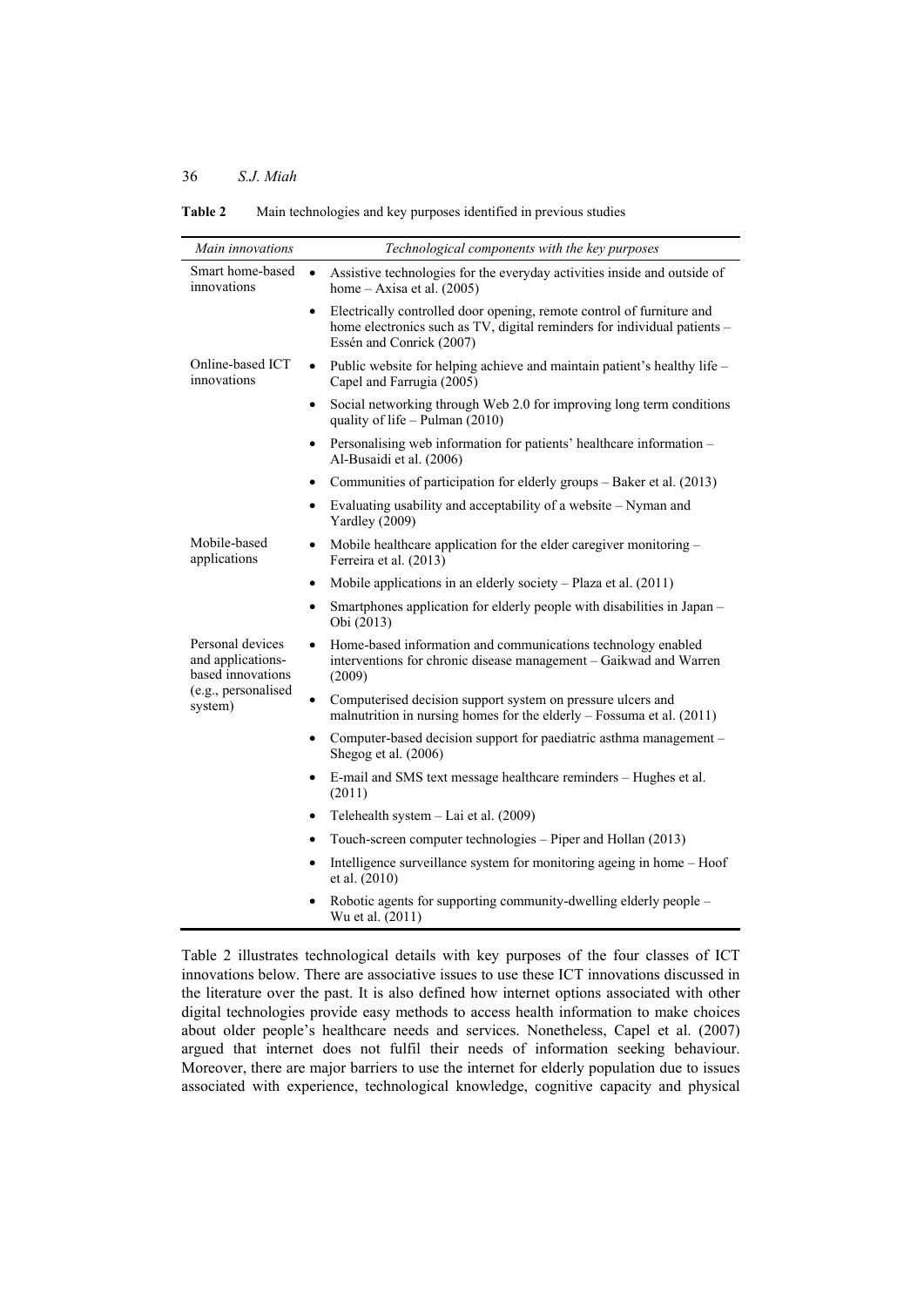**Table 2** Main technologies and key purposes identified in previous studies

| *Main innovations* | *Technological components with the key purposes* |
|---|---|
| Smart home-based innovations | • Assistive technologies for the everyday activities inside and outside of home – Axisa et al. (2005) |
| | • Electrically controlled door opening, remote control of furniture and home electronics such as TV, digital reminders for individual patients – Essén and Conrick (2007) |
| Online-based ICT innovations | • Public website for helping achieve and maintain patient's healthy life – Capel and Farrugia (2005) |
| | • Social networking through Web 2.0 for improving long term conditions quality of life – Pulman (2010) |
| | • Personalising web information for patients' healthcare information – Al-Busaidi et al. (2006) |
| | • Communities of participation for elderly groups – Baker et al. (2013) |
| | • Evaluating usability and acceptability of a website – Nyman and Yardley (2009) |
| Mobile-based applications | • Mobile healthcare application for the elder caregiver monitoring – Ferreira et al. (2013) |
| | • Mobile applications in an elderly society – Plaza et al. (2011) |
| | • Smartphones application for elderly people with disabilities in Japan – Obi (2013) |
| Personal devices and applications-based innovations (e.g., personalised system) | • Home-based information and communications technology enabled interventions for chronic disease management – Gaikwad and Warren (2009) |
| | • Computerised decision support system on pressure ulcers and malnutrition in nursing homes for the elderly – Fossuma et al. (2011) |
| | • Computer-based decision support for paediatric asthma management – Shegog et al. (2006) |
| | • E-mail and SMS text message healthcare reminders – Hughes et al. (2011) |
| | • Telehealth system – Lai et al. (2009) |
| | • Touch-screen computer technologies – Piper and Hollan (2013) |
| | • Intelligence surveillance system for monitoring ageing in home – Hoof et al. (2010) |
| | • Robotic agents for supporting community-dwelling elderly people – Wu et al. (2011) |

Table 2 illustrates technological details with key purposes of the four classes of ICT innovations below. There are associative issues to use these ICT innovations discussed in the literature over the past. It is also defined how internet options associated with other digital technologies provide easy methods to access health information to make choices about older people's healthcare needs and services. Nonetheless, Capel et al. (2007) argued that internet does not fulfil their needs of information seeking behaviour. Moreover, there are major barriers to use the internet for elderly population due to issues associated with experience, technological knowledge, cognitive capacity and physical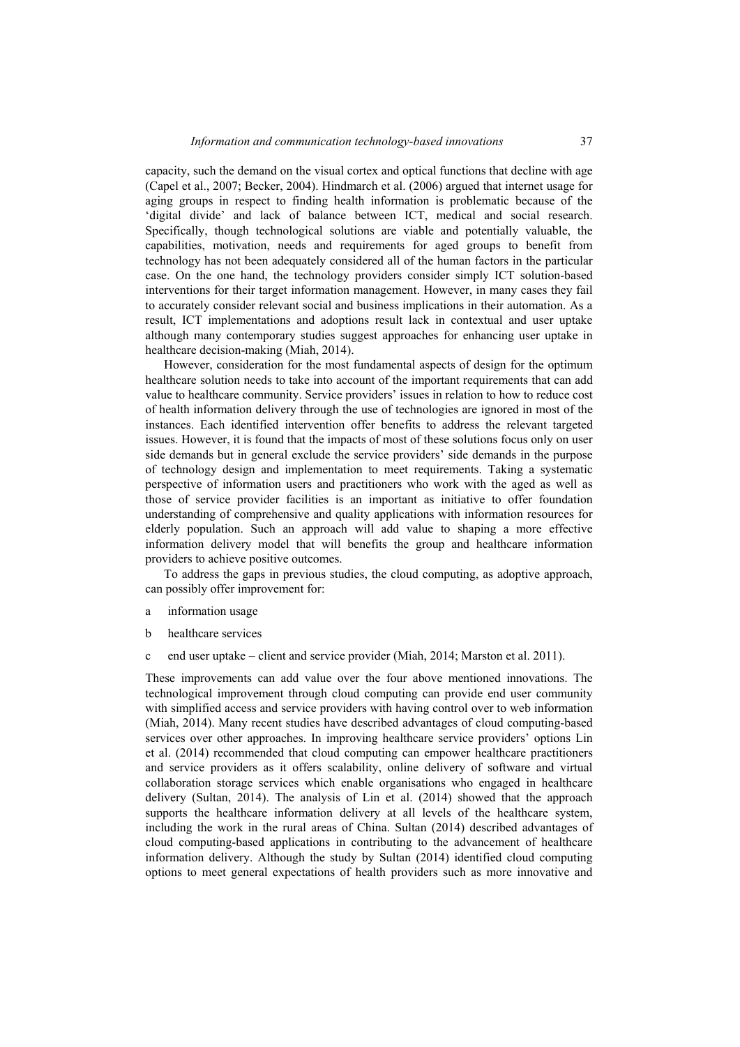capacity, such the demand on the visual cortex and optical functions that decline with age (Capel et al., 2007; Becker, 2004). Hindmarch et al. (2006) argued that internet usage for aging groups in respect to finding health information is problematic because of the 'digital divide' and lack of balance between ICT, medical and social research. Specifically, though technological solutions are viable and potentially valuable, the capabilities, motivation, needs and requirements for aged groups to benefit from technology has not been adequately considered all of the human factors in the particular case. On the one hand, the technology providers consider simply ICT solution-based interventions for their target information management. However, in many cases they fail to accurately consider relevant social and business implications in their automation. As a result, ICT implementations and adoptions result lack in contextual and user uptake although many contemporary studies suggest approaches for enhancing user uptake in healthcare decision-making (Miah, 2014).

However, consideration for the most fundamental aspects of design for the optimum healthcare solution needs to take into account of the important requirements that can add value to healthcare community. Service providers' issues in relation to how to reduce cost of health information delivery through the use of technologies are ignored in most of the instances. Each identified intervention offer benefits to address the relevant targeted issues. However, it is found that the impacts of most of these solutions focus only on user side demands but in general exclude the service providers' side demands in the purpose of technology design and implementation to meet requirements. Taking a systematic perspective of information users and practitioners who work with the aged as well as those of service provider facilities is an important as initiative to offer foundation understanding of comprehensive and quality applications with information resources for elderly population. Such an approach will add value to shaping a more effective information delivery model that will benefits the group and healthcare information providers to achieve positive outcomes.

To address the gaps in previous studies, the cloud computing, as adoptive approach, can possibly offer improvement for:

a information usage

b healthcare services

c end user uptake – client and service provider (Miah, 2014; Marston et al. 2011).

These improvements can add value over the four above mentioned innovations. The technological improvement through cloud computing can provide end user community with simplified access and service providers with having control over to web information (Miah, 2014). Many recent studies have described advantages of cloud computing-based services over other approaches. In improving healthcare service providers' options Lin et al. (2014) recommended that cloud computing can empower healthcare practitioners and service providers as it offers scalability, online delivery of software and virtual collaboration storage services which enable organisations who engaged in healthcare delivery (Sultan, 2014). The analysis of Lin et al. (2014) showed that the approach supports the healthcare information delivery at all levels of the healthcare system, including the work in the rural areas of China. Sultan (2014) described advantages of cloud computing-based applications in contributing to the advancement of healthcare information delivery. Although the study by Sultan (2014) identified cloud computing options to meet general expectations of health providers such as more innovative and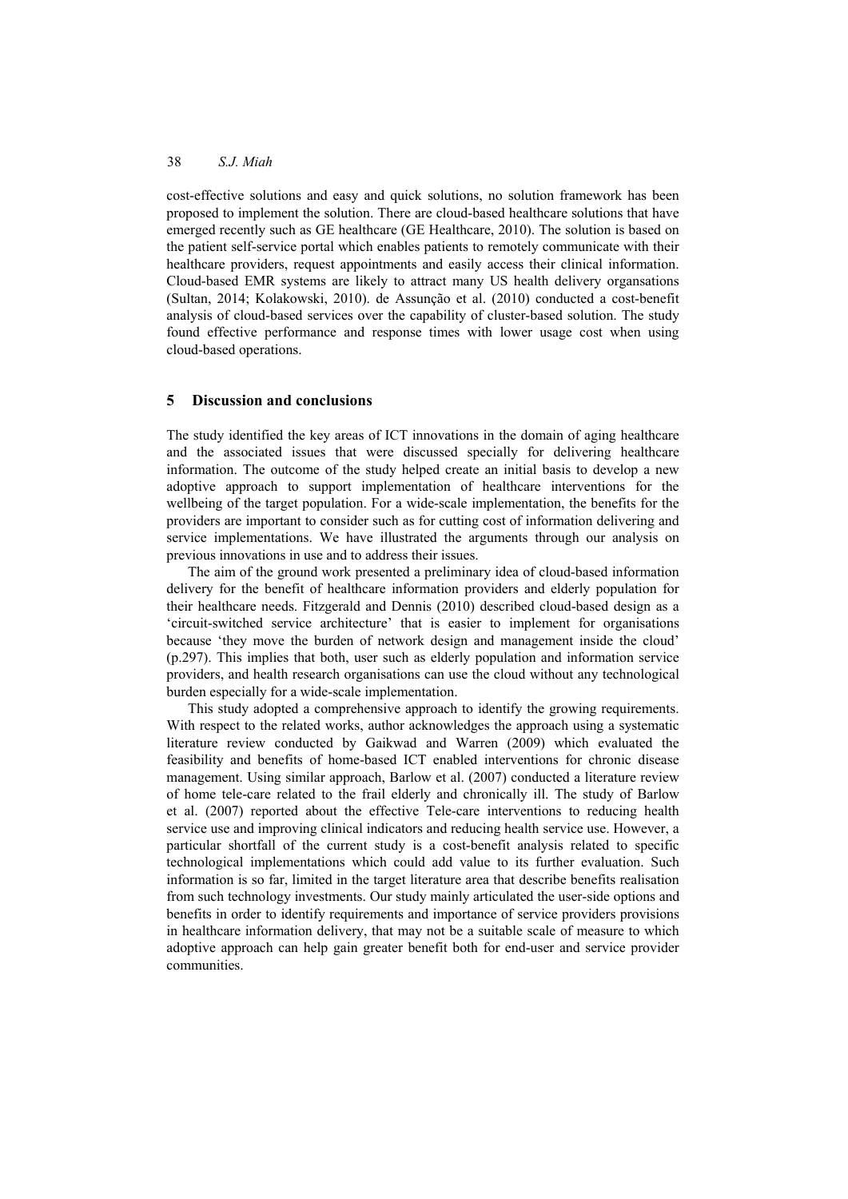cost-effective solutions and easy and quick solutions, no solution framework has been proposed to implement the solution. There are cloud-based healthcare solutions that have emerged recently such as GE healthcare (GE Healthcare, 2010). The solution is based on the patient self-service portal which enables patients to remotely communicate with their healthcare providers, request appointments and easily access their clinical information. Cloud-based EMR systems are likely to attract many US health delivery organsations (Sultan, 2014; Kolakowski, 2010). de Assunção et al. (2010) conducted a cost-benefit analysis of cloud-based services over the capability of cluster-based solution. The study found effective performance and response times with lower usage cost when using cloud-based operations.

## 5 Discussion and conclusions

The study identified the key areas of ICT innovations in the domain of aging healthcare and the associated issues that were discussed specially for delivering healthcare information. The outcome of the study helped create an initial basis to develop a new adoptive approach to support implementation of healthcare interventions for the wellbeing of the target population. For a wide-scale implementation, the benefits for the providers are important to consider such as for cutting cost of information delivering and service implementations. We have illustrated the arguments through our analysis on previous innovations in use and to address their issues.

The aim of the ground work presented a preliminary idea of cloud-based information delivery for the benefit of healthcare information providers and elderly population for their healthcare needs. Fitzgerald and Dennis (2010) described cloud-based design as a 'circuit-switched service architecture' that is easier to implement for organisations because 'they move the burden of network design and management inside the cloud' (p.297). This implies that both, user such as elderly population and information service providers, and health research organisations can use the cloud without any technological burden especially for a wide-scale implementation.

This study adopted a comprehensive approach to identify the growing requirements. With respect to the related works, author acknowledges the approach using a systematic literature review conducted by Gaikwad and Warren (2009) which evaluated the feasibility and benefits of home-based ICT enabled interventions for chronic disease management. Using similar approach, Barlow et al. (2007) conducted a literature review of home tele-care related to the frail elderly and chronically ill. The study of Barlow et al. (2007) reported about the effective Tele-care interventions to reducing health service use and improving clinical indicators and reducing health service use. However, a particular shortfall of the current study is a cost-benefit analysis related to specific technological implementations which could add value to its further evaluation. Such information is so far, limited in the target literature area that describe benefits realisation from such technology investments. Our study mainly articulated the user-side options and benefits in order to identify requirements and importance of service providers provisions in healthcare information delivery, that may not be a suitable scale of measure to which adoptive approach can help gain greater benefit both for end-user and service provider communities.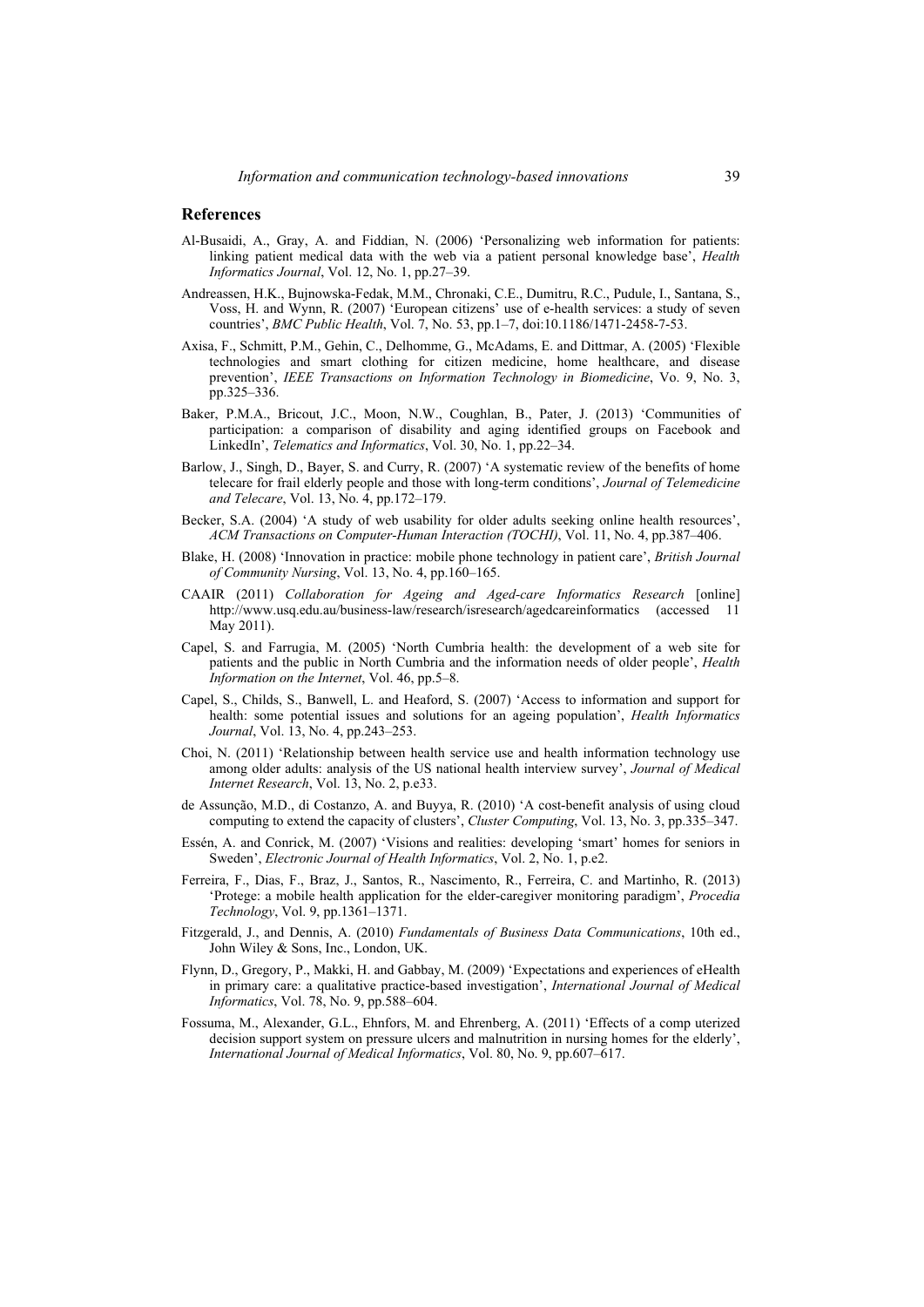## References

Al-Busaidi, A., Gray, A. and Fiddian, N. (2006) 'Personalizing web information for patients: linking patient medical data with the web via a patient personal knowledge base', *Health Informatics Journal*, Vol. 12, No. 1, pp.27–39.

Andreassen, H.K., Bujnowska-Fedak, M.M., Chronaki, C.E., Dumitru, R.C., Pudule, I., Santana, S., Voss, H. and Wynn, R. (2007) 'European citizens' use of e-health services: a study of seven countries', *BMC Public Health*, Vol. 7, No. 53, pp.1–7, doi:10.1186/1471-2458-7-53.

Axisa, F., Schmitt, P.M., Gehin, C., Delhomme, G., McAdams, E. and Dittmar, A. (2005) 'Flexible technologies and smart clothing for citizen medicine, home healthcare, and disease prevention', *IEEE Transactions on Information Technology in Biomedicine*, Vo. 9, No. 3, pp.325–336.

Baker, P.M.A., Bricout, J.C., Moon, N.W., Coughlan, B., Pater, J. (2013) 'Communities of participation: a comparison of disability and aging identified groups on Facebook and LinkedIn', *Telematics and Informatics*, Vol. 30, No. 1, pp.22–34.

Barlow, J., Singh, D., Bayer, S. and Curry, R. (2007) 'A systematic review of the benefits of home telecare for frail elderly people and those with long-term conditions', *Journal of Telemedicine and Telecare*, Vol. 13, No. 4, pp.172–179.

Becker, S.A. (2004) 'A study of web usability for older adults seeking online health resources', *ACM Transactions on Computer-Human Interaction (TOCHI)*, Vol. 11, No. 4, pp.387–406.

Blake, H. (2008) 'Innovation in practice: mobile phone technology in patient care', *British Journal of Community Nursing*, Vol. 13, No. 4, pp.160–165.

CAAIR (2011) *Collaboration for Ageing and Aged-care Informatics Research* [online] http://www.usq.edu.au/business-law/research/isresearch/agedcareinformatics (accessed 11 May 2011).

Capel, S. and Farrugia, M. (2005) 'North Cumbria health: the development of a web site for patients and the public in North Cumbria and the information needs of older people', *Health Information on the Internet*, Vol. 46, pp.5–8.

Capel, S., Childs, S., Banwell, L. and Heaford, S. (2007) 'Access to information and support for health: some potential issues and solutions for an ageing population', *Health Informatics Journal*, Vol. 13, No. 4, pp.243–253.

Choi, N. (2011) 'Relationship between health service use and health information technology use among older adults: analysis of the US national health interview survey', *Journal of Medical Internet Research*, Vol. 13, No. 2, p.e33.

de Assunção, M.D., di Costanzo, A. and Buyya, R. (2010) 'A cost-benefit analysis of using cloud computing to extend the capacity of clusters', *Cluster Computing*, Vol. 13, No. 3, pp.335–347.

Essén, A. and Conrick, M. (2007) 'Visions and realities: developing 'smart' homes for seniors in Sweden', *Electronic Journal of Health Informatics*, Vol. 2, No. 1, p.e2.

Ferreira, F., Dias, F., Braz, J., Santos, R., Nascimento, R., Ferreira, C. and Martinho, R. (2013) 'Protege: a mobile health application for the elder-caregiver monitoring paradigm', *Procedia Technology*, Vol. 9, pp.1361–1371.

Fitzgerald, J., and Dennis, A. (2010) *Fundamentals of Business Data Communications*, 10th ed., John Wiley & Sons, Inc., London, UK.

Flynn, D., Gregory, P., Makki, H. and Gabbay, M. (2009) 'Expectations and experiences of eHealth in primary care: a qualitative practice-based investigation', *International Journal of Medical Informatics*, Vol. 78, No. 9, pp.588–604.

Fossuma, M., Alexander, G.L., Ehnfors, M. and Ehrenberg, A. (2011) 'Effects of a comp uterized decision support system on pressure ulcers and malnutrition in nursing homes for the elderly', *International Journal of Medical Informatics*, Vol. 80, No. 9, pp.607–617.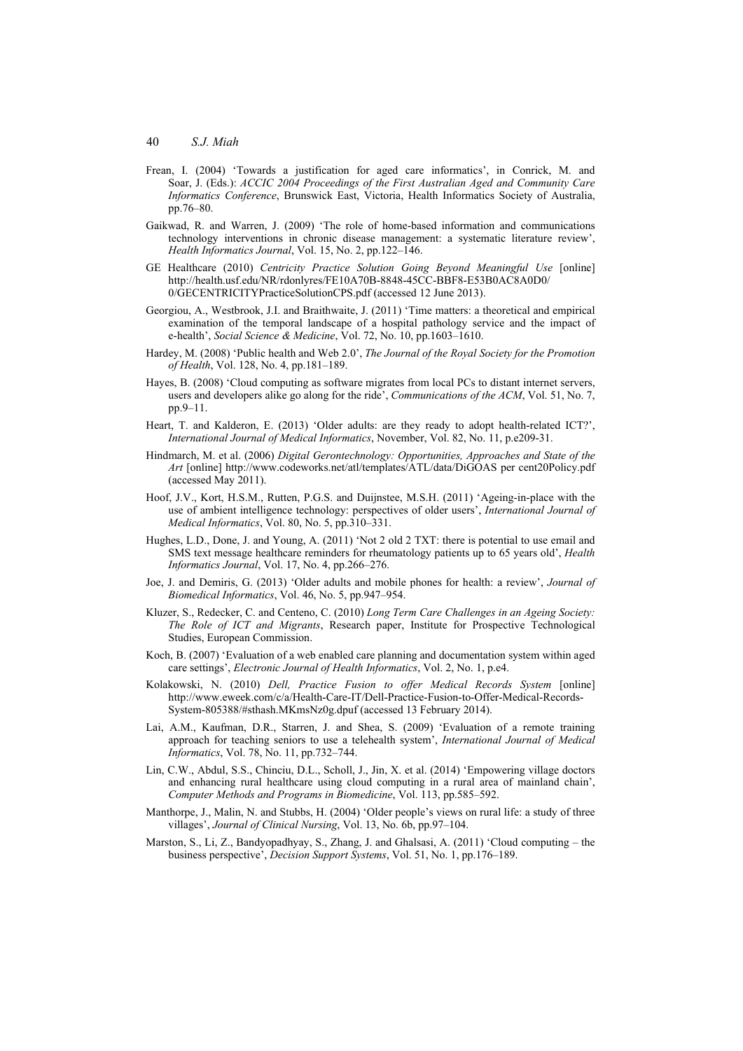Frean, I. (2004) 'Towards a justification for aged care informatics', in Conrick, M. and Soar, J. (Eds.): *ACCIC 2004 Proceedings of the First Australian Aged and Community Care Informatics Conference*, Brunswick East, Victoria, Health Informatics Society of Australia, pp.76–80.

Gaikwad, R. and Warren, J. (2009) 'The role of home-based information and communications technology interventions in chronic disease management: a systematic literature review', *Health Informatics Journal*, Vol. 15, No. 2, pp.122–146.

GE Healthcare (2010) *Centricity Practice Solution Going Beyond Meaningful Use* [online] http://health.usf.edu/NR/rdonlyres/FE10A70B-8848-45CC-BBF8-E53B0AC8A0D0/0/GECENTRICITYPracticeSolutionCPS.pdf (accessed 12 June 2013).

Georgiou, A., Westbrook, J.I. and Braithwaite, J. (2011) 'Time matters: a theoretical and empirical examination of the temporal landscape of a hospital pathology service and the impact of e-health', *Social Science & Medicine*, Vol. 72, No. 10, pp.1603–1610.

Hardey, M. (2008) 'Public health and Web 2.0', *The Journal of the Royal Society for the Promotion of Health*, Vol. 128, No. 4, pp.181–189.

Hayes, B. (2008) 'Cloud computing as software migrates from local PCs to distant internet servers, users and developers alike go along for the ride', *Communications of the ACM*, Vol. 51, No. 7, pp.9–11.

Heart, T. and Kalderon, E. (2013) 'Older adults: are they ready to adopt health-related ICT?', *International Journal of Medical Informatics*, November, Vol. 82, No. 11, p.e209-31.

Hindmarch, M. et al. (2006) *Digital Gerontechnology: Opportunities, Approaches and State of the Art* [online] http://www.codeworks.net/atl/templates/ATL/data/DiGOAS per cent20Policy.pdf (accessed May 2011).

Hoof, J.V., Kort, H.S.M., Rutten, P.G.S. and Duijnstee, M.S.H. (2011) 'Ageing-in-place with the use of ambient intelligence technology: perspectives of older users', *International Journal of Medical Informatics*, Vol. 80, No. 5, pp.310–331.

Hughes, L.D., Done, J. and Young, A. (2011) 'Not 2 old 2 TXT: there is potential to use email and SMS text message healthcare reminders for rheumatology patients up to 65 years old', *Health Informatics Journal*, Vol. 17, No. 4, pp.266–276.

Joe, J. and Demiris, G. (2013) 'Older adults and mobile phones for health: a review', *Journal of Biomedical Informatics*, Vol. 46, No. 5, pp.947–954.

Kluzer, S., Redecker, C. and Centeno, C. (2010) *Long Term Care Challenges in an Ageing Society: The Role of ICT and Migrants*, Research paper, Institute for Prospective Technological Studies, European Commission.

Koch, B. (2007) 'Evaluation of a web enabled care planning and documentation system within aged care settings', *Electronic Journal of Health Informatics*, Vol. 2, No. 1, p.e4.

Kolakowski, N. (2010) *Dell, Practice Fusion to offer Medical Records System* [online] http://www.eweek.com/c/a/Health-Care-IT/Dell-Practice-Fusion-to-Offer-Medical-Records-System-805388/#sthash.MKmsNz0g.dpuf (accessed 13 February 2014).

Lai, A.M., Kaufman, D.R., Starren, J. and Shea, S. (2009) 'Evaluation of a remote training approach for teaching seniors to use a telehealth system', *International Journal of Medical Informatics*, Vol. 78, No. 11, pp.732–744.

Lin, C.W., Abdul, S.S., Chinciu, D.L., Scholl, J., Jin, X. et al. (2014) 'Empowering village doctors and enhancing rural healthcare using cloud computing in a rural area of mainland chain', *Computer Methods and Programs in Biomedicine*, Vol. 113, pp.585–592.

Manthorpe, J., Malin, N. and Stubbs, H. (2004) 'Older people's views on rural life: a study of three villages', *Journal of Clinical Nursing*, Vol. 13, No. 6b, pp.97–104.

Marston, S., Li, Z., Bandyopadhyay, S., Zhang, J. and Ghalsasi, A. (2011) 'Cloud computing – the business perspective', *Decision Support Systems*, Vol. 51, No. 1, pp.176–189.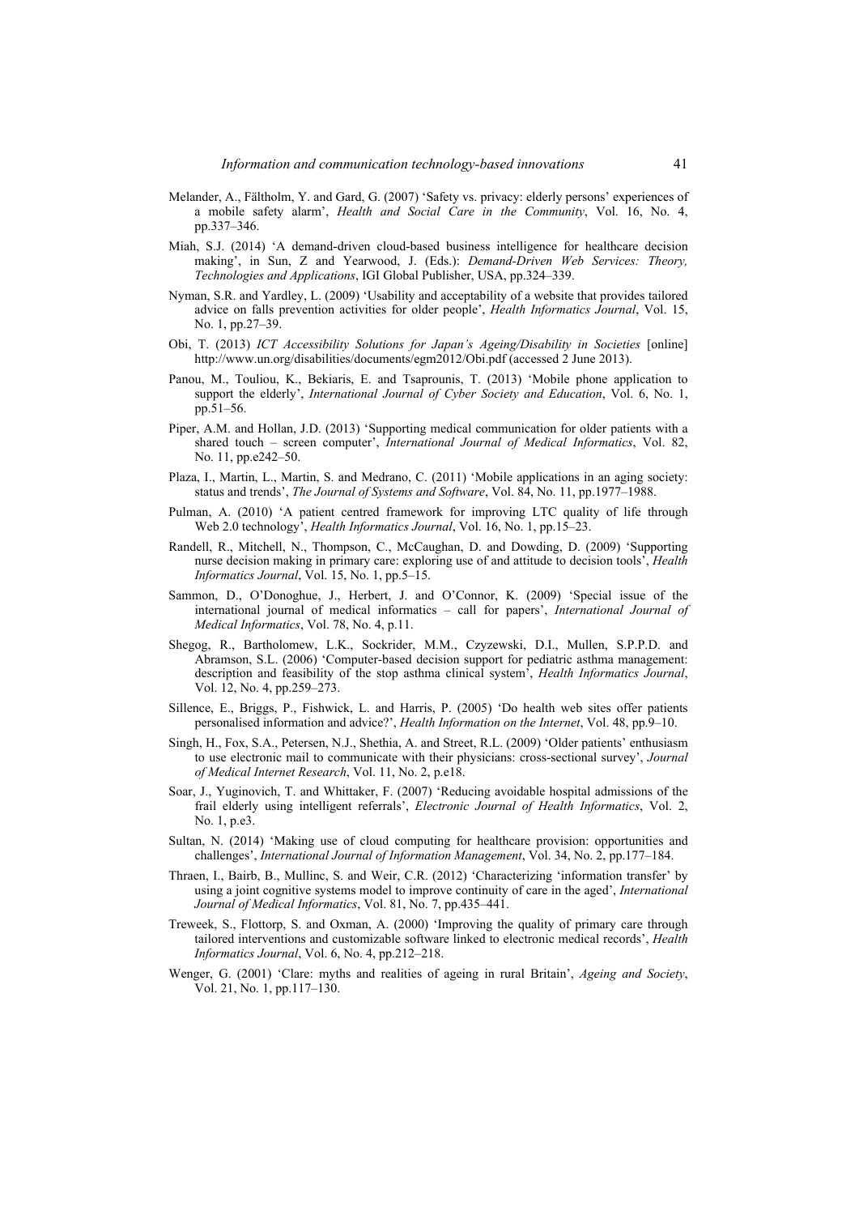Melander, A., Fältholm, Y. and Gard, G. (2007) 'Safety vs. privacy: elderly persons' experiences of a mobile safety alarm', *Health and Social Care in the Community*, Vol. 16, No. 4, pp.337–346.

Miah, S.J. (2014) 'A demand-driven cloud-based business intelligence for healthcare decision making', in Sun, Z and Yearwood, J. (Eds.): *Demand-Driven Web Services: Theory, Technologies and Applications*, IGI Global Publisher, USA, pp.324–339.

Nyman, S.R. and Yardley, L. (2009) 'Usability and acceptability of a website that provides tailored advice on falls prevention activities for older people', *Health Informatics Journal*, Vol. 15, No. 1, pp.27–39.

Obi, T. (2013) *ICT Accessibility Solutions for Japan's Ageing/Disability in Societies* [online] http://www.un.org/disabilities/documents/egm2012/Obi.pdf (accessed 2 June 2013).

Panou, M., Touliou, K., Bekiaris, E. and Tsaprounis, T. (2013) 'Mobile phone application to support the elderly', *International Journal of Cyber Society and Education*, Vol. 6, No. 1, pp.51–56.

Piper, A.M. and Hollan, J.D. (2013) 'Supporting medical communication for older patients with a shared touch – screen computer', *International Journal of Medical Informatics*, Vol. 82, No. 11, pp.e242–50.

Plaza, I., Martin, L., Martin, S. and Medrano, C. (2011) 'Mobile applications in an aging society: status and trends', *The Journal of Systems and Software*, Vol. 84, No. 11, pp.1977–1988.

Pulman, A. (2010) 'A patient centred framework for improving LTC quality of life through Web 2.0 technology', *Health Informatics Journal*, Vol. 16, No. 1, pp.15–23.

Randell, R., Mitchell, N., Thompson, C., McCaughan, D. and Dowding, D. (2009) 'Supporting nurse decision making in primary care: exploring use of and attitude to decision tools', *Health Informatics Journal*, Vol. 15, No. 1, pp.5–15.

Sammon, D., O'Donoghue, J., Herbert, J. and O'Connor, K. (2009) 'Special issue of the international journal of medical informatics – call for papers', *International Journal of Medical Informatics*, Vol. 78, No. 4, p.11.

Shegog, R., Bartholomew, L.K., Sockrider, M.M., Czyzewski, D.I., Mullen, S.P.P.D. and Abramson, S.L. (2006) 'Computer-based decision support for pediatric asthma management: description and feasibility of the stop asthma clinical system', *Health Informatics Journal*, Vol. 12, No. 4, pp.259–273.

Sillence, E., Briggs, P., Fishwick, L. and Harris, P. (2005) 'Do health web sites offer patients personalised information and advice?', *Health Information on the Internet*, Vol. 48, pp.9–10.

Singh, H., Fox, S.A., Petersen, N.J., Shethia, A. and Street, R.L. (2009) 'Older patients' enthusiasm to use electronic mail to communicate with their physicians: cross-sectional survey', *Journal of Medical Internet Research*, Vol. 11, No. 2, p.e18.

Soar, J., Yuginovich, T. and Whittaker, F. (2007) 'Reducing avoidable hospital admissions of the frail elderly using intelligent referrals', *Electronic Journal of Health Informatics*, Vol. 2, No. 1, p.e3.

Sultan, N. (2014) 'Making use of cloud computing for healthcare provision: opportunities and challenges', *International Journal of Information Management*, Vol. 34, No. 2, pp.177–184.

Thraen, I., Bairb, B., Mullinc, S. and Weir, C.R. (2012) 'Characterizing 'information transfer' by using a joint cognitive systems model to improve continuity of care in the aged', *International Journal of Medical Informatics*, Vol. 81, No. 7, pp.435–441.

Treweek, S., Flottorp, S. and Oxman, A. (2000) 'Improving the quality of primary care through tailored interventions and customizable software linked to electronic medical records', *Health Informatics Journal*, Vol. 6, No. 4, pp.212–218.

Wenger, G. (2001) 'Clare: myths and realities of ageing in rural Britain', *Ageing and Society*, Vol. 21, No. 1, pp.117–130.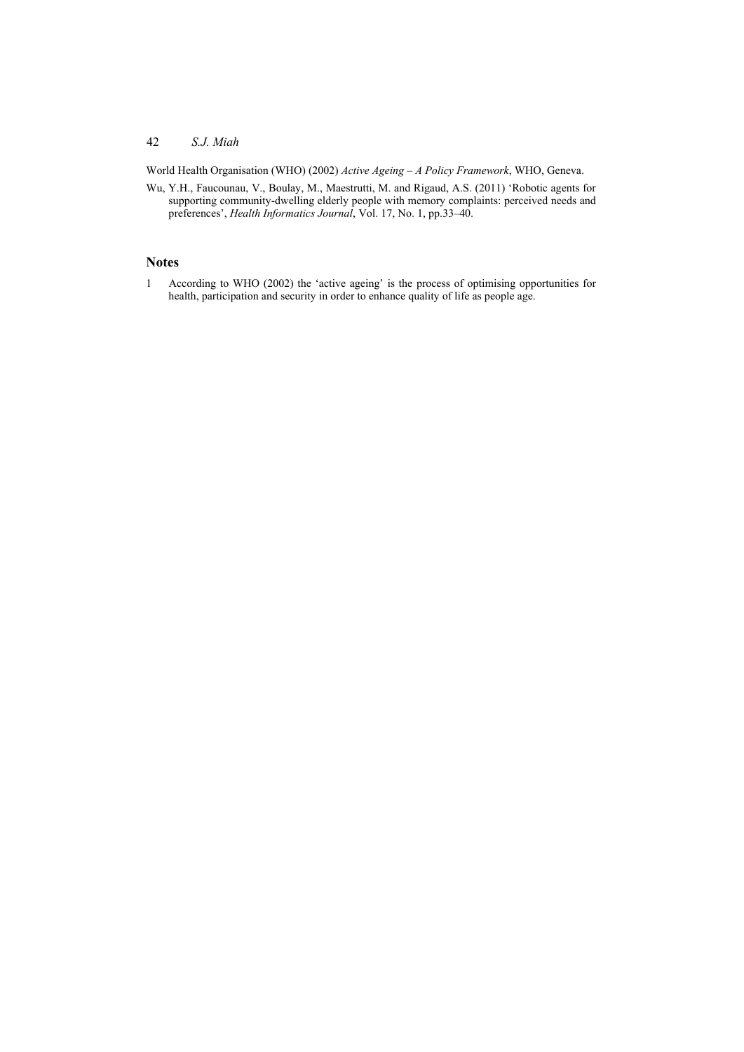World Health Organisation (WHO) (2002) *Active Ageing – A Policy Framework*, WHO, Geneva.

Wu, Y.H., Faucounau, V., Boulay, M., Maestrutti, M. and Rigaud, A.S. (2011) 'Robotic agents for supporting community-dwelling elderly people with memory complaints: perceived needs and preferences', *Health Informatics Journal*, Vol. 17, No. 1, pp.33–40.

## Notes

1 According to WHO (2002) the 'active ageing' is the process of optimising opportunities for health, participation and security in order to enhance quality of life as people age.